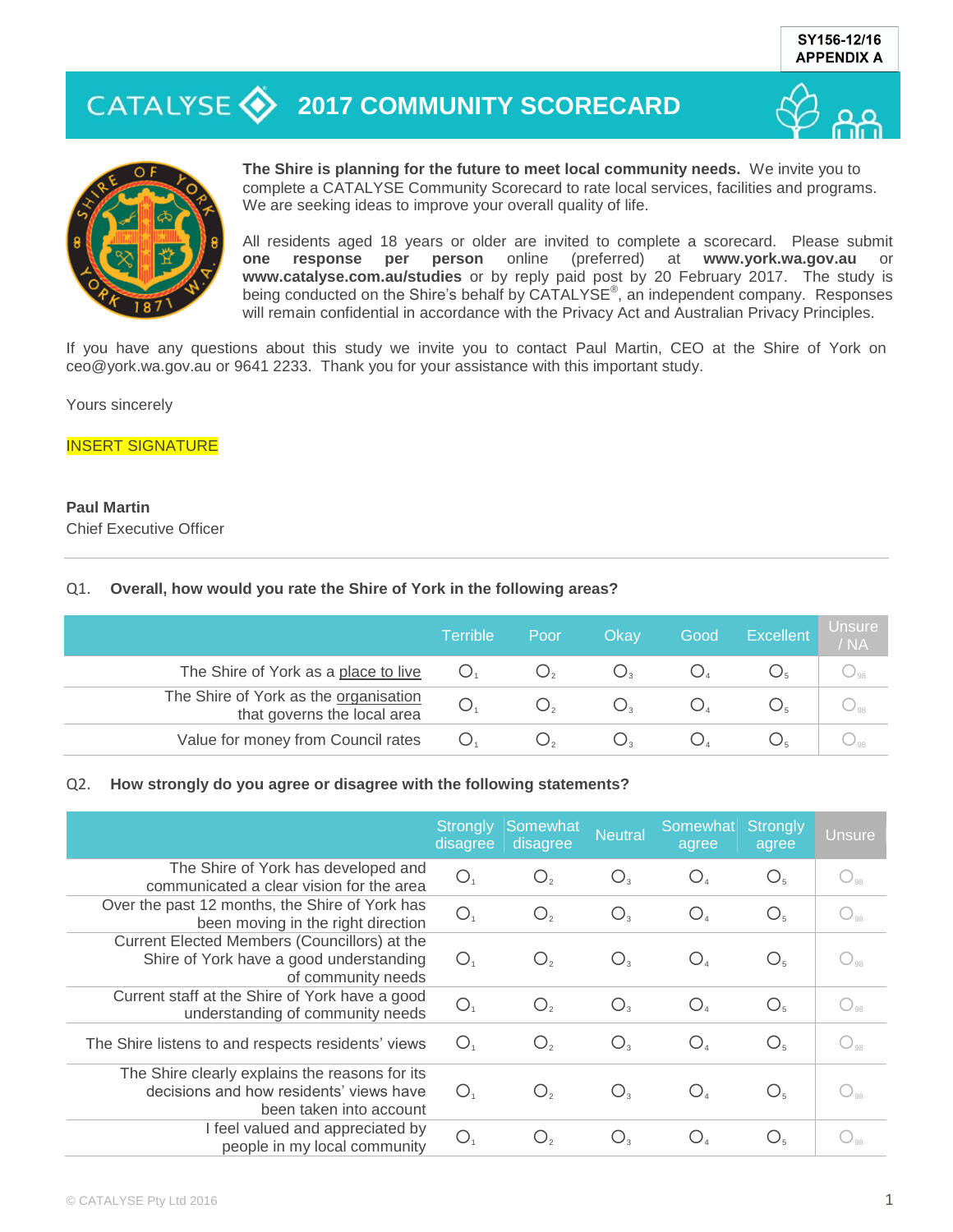SY156-12/16
APPENDIX A

# CATALYSE 2017 COMMUNITY SCORECARD

**The Shire is planning for the future to meet local community needs.** We invite you to complete a CATALYSE Community Scorecard to rate local services, facilities and programs. We are seeking ideas to improve your overall quality of life.

All residents aged 18 years or older are invited to complete a scorecard. Please submit **one response per person** online (preferred) at **www.york.wa.gov.au** or **www.catalyse.com.au/studies** or by reply paid post by 20 February 2017. The study is being conducted on the Shire's behalf by CATALYSE®, an independent company. Responses will remain confidential in accordance with the Privacy Act and Australian Privacy Principles.

If you have any questions about this study we invite you to contact Paul Martin, CEO at the Shire of York on ceo@york.wa.gov.au or 9641 2233. Thank you for your assistance with this important study.

Yours sincerely

INSERT SIGNATURE

**Paul Martin**
Chief Executive Officer

---

Q1. **Overall, how would you rate the Shire of York in the following areas?**

| | Terrible | Poor | Okay | Good | Excellent | Unsure / NA |
|---|---|---|---|---|---|---|
| The Shire of York as a place to live | ○1 | ○2 | ○3 | ○4 | ○5 | ○98 |
| The Shire of York as the organisation that governs the local area | ○1 | ○2 | ○3 | ○4 | ○5 | ○98 |
| Value for money from Council rates | ○1 | ○2 | ○3 | ○4 | ○5 | ○98 |

Q2. **How strongly do you agree or disagree with the following statements?**

| | Strongly disagree | Somewhat disagree | Neutral | Somewhat agree | Strongly agree | Unsure |
|---|---|---|---|---|---|---|
| The Shire of York has developed and communicated a clear vision for the area | ○1 | ○2 | ○3 | ○4 | ○5 | ○98 |
| Over the past 12 months, the Shire of York has been moving in the right direction | ○1 | ○2 | ○3 | ○4 | ○5 | ○98 |
| Current Elected Members (Councillors) at the Shire of York have a good understanding of community needs | ○1 | ○2 | ○3 | ○4 | ○5 | ○98 |
| Current staff at the Shire of York have a good understanding of community needs | ○1 | ○2 | ○3 | ○4 | ○5 | ○98 |
| The Shire listens to and respects residents' views | ○1 | ○2 | ○3 | ○4 | ○5 | ○98 |
| The Shire clearly explains the reasons for its decisions and how residents' views have been taken into account | ○1 | ○2 | ○3 | ○4 | ○5 | ○98 |
| I feel valued and appreciated by people in my local community | ○1 | ○2 | ○3 | ○4 | ○5 | ○98 |

© CATALYSE Pty Ltd 2016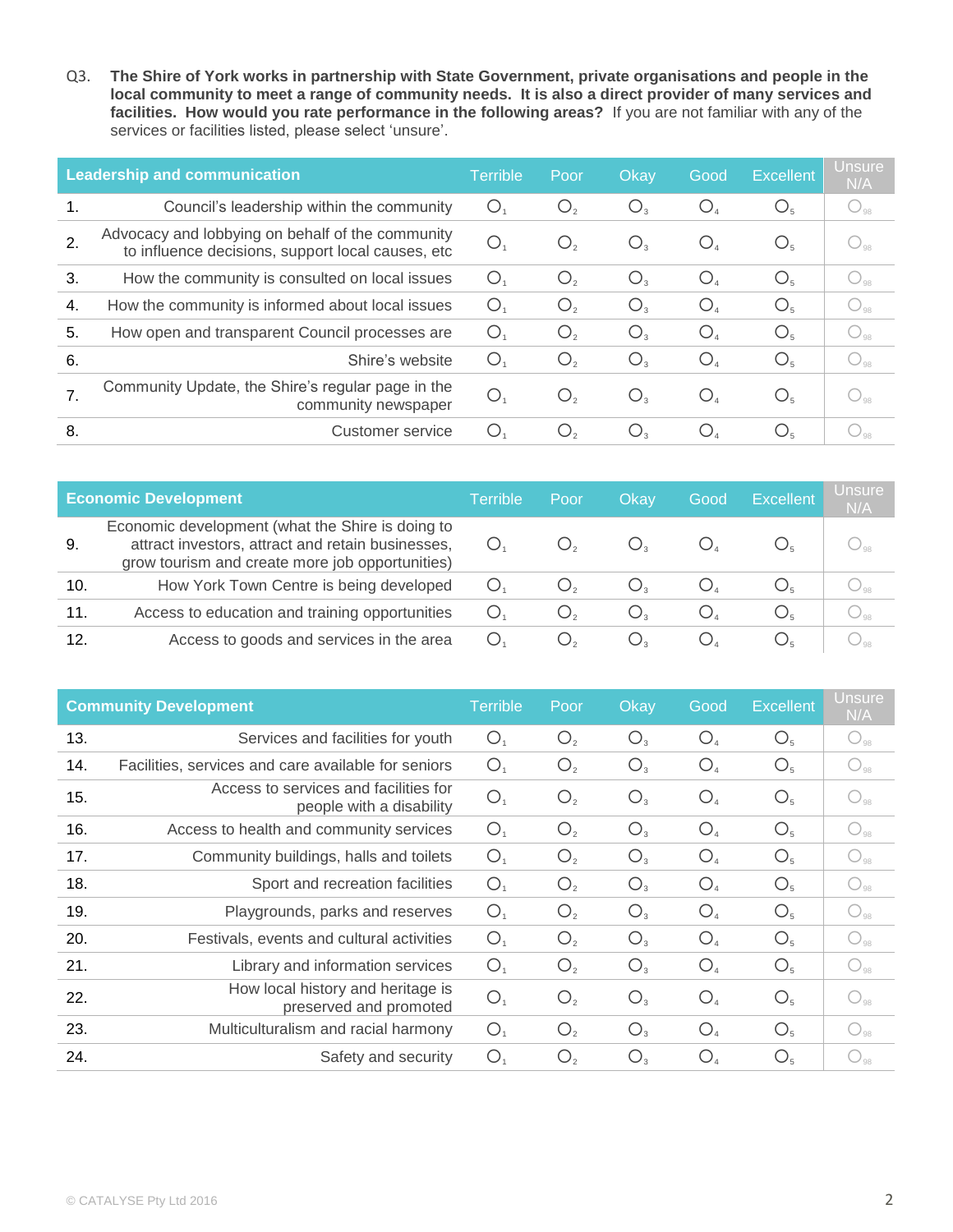Q3. **The Shire of York works in partnership with State Government, private organisations and people in the local community to meet a range of community needs. It is also a direct provider of many services and facilities. How would you rate performance in the following areas?** If you are not familiar with any of the services or facilities listed, please select 'unsure'.

| | Leadership and communication | Terrible | Poor | Okay | Good | Excellent | Unsure N/A |
|---|---|---|---|---|---|---|---|
| 1. | Council's leadership within the community | ○1 | ○2 | ○3 | ○4 | ○5 | ○98 |
| 2. | Advocacy and lobbying on behalf of the community to influence decisions, support local causes, etc | ○1 | ○2 | ○3 | ○4 | ○5 | ○98 |
| 3. | How the community is consulted on local issues | ○1 | ○2 | ○3 | ○4 | ○5 | ○98 |
| 4. | How the community is informed about local issues | ○1 | ○2 | ○3 | ○4 | ○5 | ○98 |
| 5. | How open and transparent Council processes are | ○1 | ○2 | ○3 | ○4 | ○5 | ○98 |
| 6. | Shire's website | ○1 | ○2 | ○3 | ○4 | ○5 | ○98 |
| 7. | Community Update, the Shire's regular page in the community newspaper | ○1 | ○2 | ○3 | ○4 | ○5 | ○98 |
| 8. | Customer service | ○1 | ○2 | ○3 | ○4 | ○5 | ○98 |

| | Economic Development | Terrible | Poor | Okay | Good | Excellent | Unsure N/A |
|---|---|---|---|---|---|---|---|
| 9. | Economic development (what the Shire is doing to attract investors, attract and retain businesses, grow tourism and create more job opportunities) | ○1 | ○2 | ○3 | ○4 | ○5 | ○98 |
| 10. | How York Town Centre is being developed | ○1 | ○2 | ○3 | ○4 | ○5 | ○98 |
| 11. | Access to education and training opportunities | ○1 | ○2 | ○3 | ○4 | ○5 | ○98 |
| 12. | Access to goods and services in the area | ○1 | ○2 | ○3 | ○4 | ○5 | ○98 |

| | Community Development | Terrible | Poor | Okay | Good | Excellent | Unsure N/A |
|---|---|---|---|---|---|---|---|
| 13. | Services and facilities for youth | ○1 | ○2 | ○3 | ○4 | ○5 | ○98 |
| 14. | Facilities, services and care available for seniors | ○1 | ○2 | ○3 | ○4 | ○5 | ○98 |
| 15. | Access to services and facilities for people with a disability | ○1 | ○2 | ○3 | ○4 | ○5 | ○98 |
| 16. | Access to health and community services | ○1 | ○2 | ○3 | ○4 | ○5 | ○98 |
| 17. | Community buildings, halls and toilets | ○1 | ○2 | ○3 | ○4 | ○5 | ○98 |
| 18. | Sport and recreation facilities | ○1 | ○2 | ○3 | ○4 | ○5 | ○98 |
| 19. | Playgrounds, parks and reserves | ○1 | ○2 | ○3 | ○4 | ○5 | ○98 |
| 20. | Festivals, events and cultural activities | ○1 | ○2 | ○3 | ○4 | ○5 | ○98 |
| 21. | Library and information services | ○1 | ○2 | ○3 | ○4 | ○5 | ○98 |
| 22. | How local history and heritage is preserved and promoted | ○1 | ○2 | ○3 | ○4 | ○5 | ○98 |
| 23. | Multiculturalism and racial harmony | ○1 | ○2 | ○3 | ○4 | ○5 | ○98 |
| 24. | Safety and security | ○1 | ○2 | ○3 | ○4 | ○5 | ○98 |

© CATALYSE Pty Ltd 2016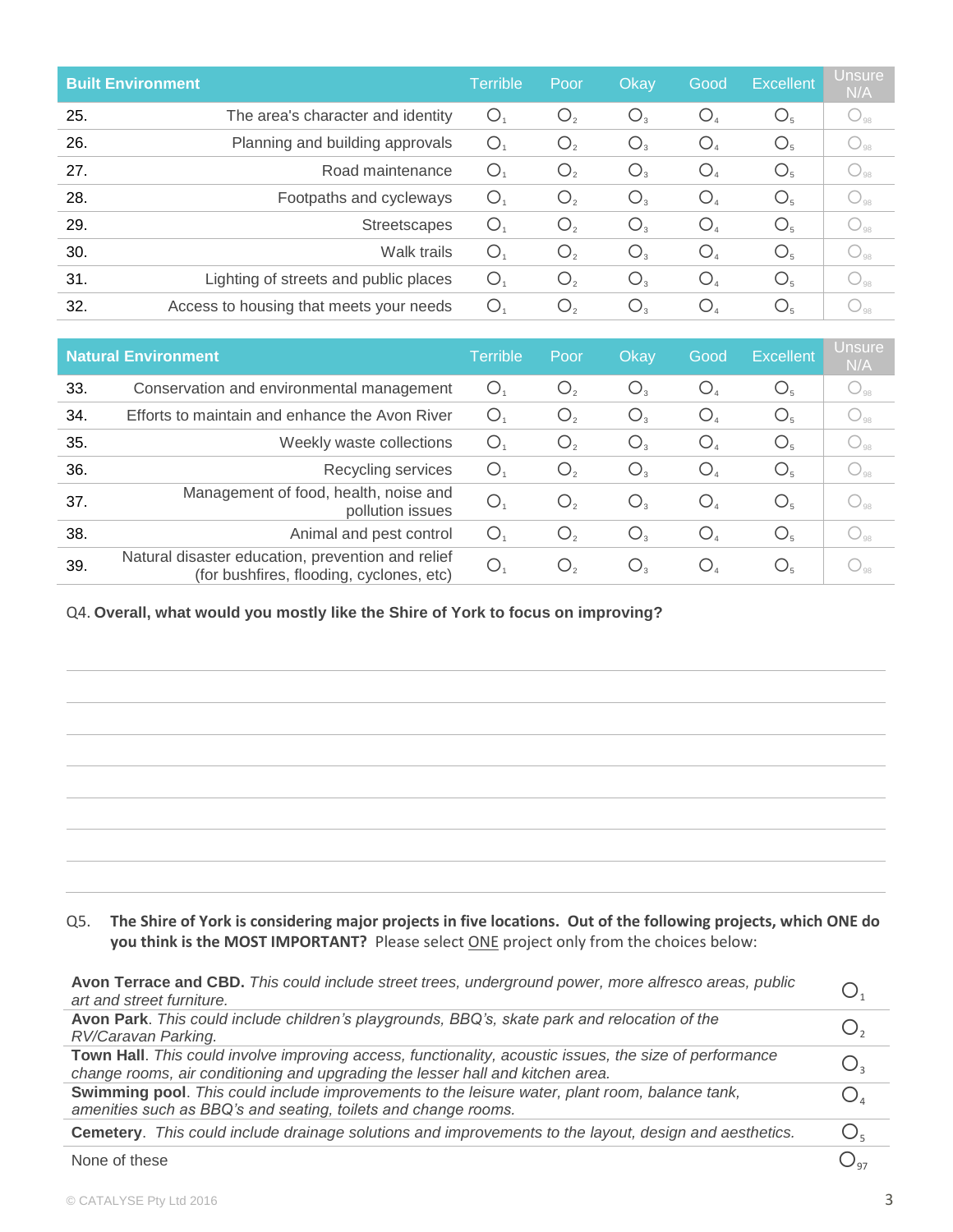| Built Environment | | Terrible | Poor | Okay | Good | Excellent | Unsure N/A |
|---|---|---|---|---|---|---|---|
| 25. | The area's character and identity | O1 | O2 | O3 | O4 | O5 | O98 |
| 26. | Planning and building approvals | O1 | O2 | O3 | O4 | O5 | O98 |
| 27. | Road maintenance | O1 | O2 | O3 | O4 | O5 | O98 |
| 28. | Footpaths and cycleways | O1 | O2 | O3 | O4 | O5 | O98 |
| 29. | Streetscapes | O1 | O2 | O3 | O4 | O5 | O98 |
| 30. | Walk trails | O1 | O2 | O3 | O4 | O5 | O98 |
| 31. | Lighting of streets and public places | O1 | O2 | O3 | O4 | O5 | O98 |
| 32. | Access to housing that meets your needs | O1 | O2 | O3 | O4 | O5 | O98 |

| Natural Environment | | Terrible | Poor | Okay | Good | Excellent | Unsure N/A |
|---|---|---|---|---|---|---|---|
| 33. | Conservation and environmental management | O1 | O2 | O3 | O4 | O5 | O98 |
| 34. | Efforts to maintain and enhance the Avon River | O1 | O2 | O3 | O4 | O5 | O98 |
| 35. | Weekly waste collections | O1 | O2 | O3 | O4 | O5 | O98 |
| 36. | Recycling services | O1 | O2 | O3 | O4 | O5 | O98 |
| 37. | Management of food, health, noise and pollution issues | O1 | O2 | O3 | O4 | O5 | O98 |
| 38. | Animal and pest control | O1 | O2 | O3 | O4 | O5 | O98 |
| 39. | Natural disaster education, prevention and relief (for bushfires, flooding, cyclones, etc) | O1 | O2 | O3 | O4 | O5 | O98 |

Q4. **Overall, what would you mostly like the Shire of York to focus on improving?**

_______________________________________________

_______________________________________________

_______________________________________________

_______________________________________________

_______________________________________________

_______________________________________________

_______________________________________________

Q5. **The Shire of York is considering major projects in five locations. Out of the following projects, which ONE do you think is the MOST IMPORTANT?** Please select ONE project only from the choices below:

| | |
|---|---|
| **Avon Terrace and CBD.** *This could include street trees, underground power, more alfresco areas, public art and street furniture.* | O1 |
| **Avon Park**. *This could include children's playgrounds, BBQ's, skate park and relocation of the RV/Caravan Parking.* | O2 |
| **Town Hall**. *This could involve improving access, functionality, acoustic issues, the size of performance change rooms, air conditioning and upgrading the lesser hall and kitchen area.* | O3 |
| **Swimming pool**. *This could include improvements to the leisure water, plant room, balance tank, amenities such as BBQ's and seating, toilets and change rooms.* | O4 |
| **Cemetery**. *This could include drainage solutions and improvements to the layout, design and aesthetics.* | O5 |
| None of these | O97 |

© CATALYSE Pty Ltd 2016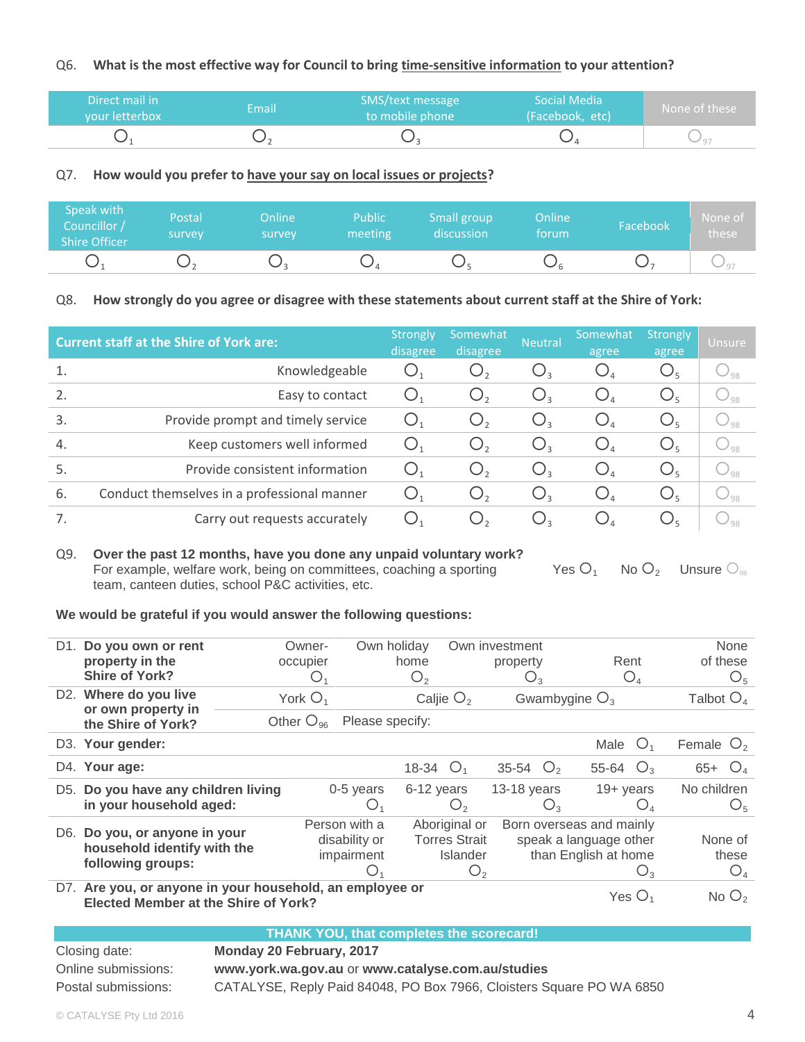Q6. **What is the most effective way for Council to bring time-sensitive information to your attention?**

| Direct mail in your letterbox | Email | SMS/text message to mobile phone | Social Media (Facebook, etc) | None of these |
|---|---|---|---|---|
| O 1 | O 2 | O 3 | O 4 | O 97 |

Q7. **How would you prefer to have your say on local issues or projects?**

| Speak with Councillor / Shire Officer | Postal survey | Online survey | Public meeting | Small group discussion | Online forum | Facebook | None of these |
|---|---|---|---|---|---|---|---|
| O 1 | O 2 | O 3 | O 4 | O 5 | O 6 | O 7 | O 97 |

Q8. **How strongly do you agree or disagree with these statements about current staff at the Shire of York:**

| Current staff at the Shire of York are: | Strongly disagree | Somewhat disagree | Neutral | Somewhat agree | Strongly agree | Unsure |
|---|---|---|---|---|---|---|
| 1. Knowledgeable | O 1 | O 2 | O 3 | O 4 | O 5 | O 98 |
| 2. Easy to contact | O 1 | O 2 | O 3 | O 4 | O 5 | O 98 |
| 3. Provide prompt and timely service | O 1 | O 2 | O 3 | O 4 | O 5 | O 98 |
| 4. Keep customers well informed | O 1 | O 2 | O 3 | O 4 | O 5 | O 98 |
| 5. Provide consistent information | O 1 | O 2 | O 3 | O 4 | O 5 | O 98 |
| 6. Conduct themselves in a professional manner | O 1 | O 2 | O 3 | O 4 | O 5 | O 98 |
| 7. Carry out requests accurately | O 1 | O 2 | O 3 | O 4 | O 5 | O 98 |

Q9. **Over the past 12 months, have you done any unpaid voluntary work?**
For example, welfare work, being on committees, coaching a sporting team, canteen duties, school P&C activities, etc.

Yes O 1 No O 2 Unsure O 98

**We would be grateful if you would answer the following questions:**

| | | | | | |
|---|---|---|---|---|---|
| D1. **Do you own or rent property in the Shire of York?** | Owner-occupier O 1 | Own holiday home O 2 | Own investment property O 3 | Rent O 4 | None of these O 5 |
| D2. **Where do you live or own property in the Shire of York?** | York O 1 | Caljie O 2 | Gwambygine O 3 | | Talbot O 4 |
| | Other O 96 | Please specify: | | | |
| D3. **Your gender:** | | | | Male O 1 | Female O 2 |
| D4. **Your age:** | | 18-34 O 1 | 35-54 O 2 | 55-64 O 3 | 65+ O 4 |
| D5. **Do you have any children living in your household aged:** | 0-5 years O 1 | 6-12 years O 2 | 13-18 years O 3 | 19+ years O 4 | No children O 5 |
| D6. **Do you, or anyone in your household identify with the following groups:** | Person with a disability or impairment O 1 | Aboriginal or Torres Strait Islander O 2 | Born overseas and mainly speak a language other than English at home O 3 | | None of these O 4 |
| D7. **Are you, or anyone in your household, an employee or Elected Member at the Shire of York?** | | | | Yes O 1 | No O 2 |

**THANK YOU, that completes the scorecard!**

Closing date: **Monday 20 February, 2017**

Online submissions: **www.york.wa.gov.au** or **www.catalyse.com.au/studies**

Postal submissions: CATALYSE, Reply Paid 84048, PO Box 7966, Cloisters Square PO WA 6850

© CATALYSE Pty Ltd 2016